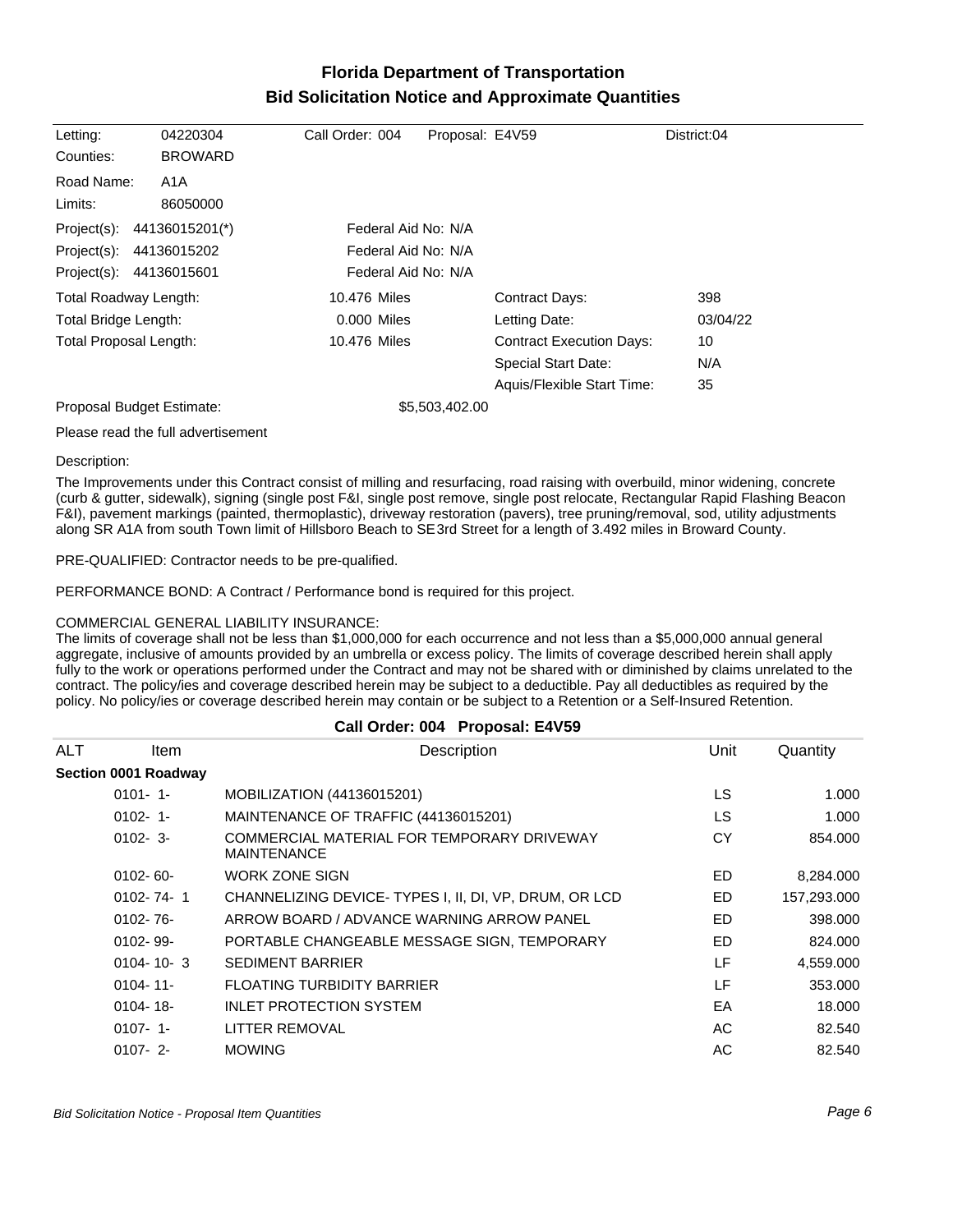# Florida Department of Transportation
## Bid Solicitation Notice and Approximate Quantities

| | | | | |
|---|---|---|---|---|
| Letting: | 04220304 | Call Order: 004 | Proposal: E4V59 | District:04 |
| Counties: | BROWARD | | | |
| Road Name: | A1A | | | |
| Limits: | 86050000 | | | |
| Project(s): | 44136015201(*) | Federal Aid No: N/A | | |
| Project(s): | 44136015202 | Federal Aid No: N/A | | |
| Project(s): | 44136015601 | Federal Aid No: N/A | | |

| | | | |
|---|---|---|---|
| Total Roadway Length: | 10.476 Miles | Contract Days: | 398 |
| Total Bridge Length: | 0.000 Miles | Letting Date: | 03/04/22 |
| Total Proposal Length: | 10.476 Miles | Contract Execution Days: | 10 |
| | | Special Start Date: | N/A |
| | | Aquis/Flexible Start Time: | 35 |

Proposal Budget Estimate: $5,503,402.00

Please read the full advertisement

Description:

The Improvements under this Contract consist of milling and resurfacing, road raising with overbuild, minor widening, concrete (curb & gutter, sidewalk), signing (single post F&I, single post remove, single post relocate, Rectangular Rapid Flashing Beacon F&I), pavement markings (painted, thermoplastic), driveway restoration (pavers), tree pruning/removal, sod, utility adjustments along SR A1A from south Town limit of Hillsboro Beach to SE 3rd Street for a length of 3.492 miles in Broward County.

PRE-QUALIFIED: Contractor needs to be pre-qualified.

PERFORMANCE BOND: A Contract / Performance bond is required for this project.

COMMERCIAL GENERAL LIABILITY INSURANCE:
The limits of coverage shall not be less than $1,000,000 for each occurrence and not less than a $5,000,000 annual general aggregate, inclusive of amounts provided by an umbrella or excess policy. The limits of coverage described herein shall apply fully to the work or operations performed under the Contract and may not be shared with or diminished by claims unrelated to the contract. The policy/ies and coverage described herein may be subject to a deductible. Pay all deductibles as required by the policy. No policy/ies or coverage described herein may contain or be subject to a Retention or a Self-Insured Retention.

### Call Order: 004 Proposal: E4V59

| ALT | Item | Description | Unit | Quantity |
|---|---|---|---|---|
| **Section 0001 Roadway** | | | | |
| | 0101- 1- | MOBILIZATION (44136015201) | LS | 1.000 |
| | 0102- 1- | MAINTENANCE OF TRAFFIC (44136015201) | LS | 1.000 |
| | 0102- 3- | COMMERCIAL MATERIAL FOR TEMPORARY DRIVEWAY MAINTENANCE | CY | 854.000 |
| | 0102- 60- | WORK ZONE SIGN | ED | 8,284.000 |
| | 0102- 74- 1 | CHANNELIZING DEVICE- TYPES I, II, DI, VP, DRUM, OR LCD | ED | 157,293.000 |
| | 0102- 76- | ARROW BOARD / ADVANCE WARNING ARROW PANEL | ED | 398.000 |
| | 0102- 99- | PORTABLE CHANGEABLE MESSAGE SIGN, TEMPORARY | ED | 824.000 |
| | 0104- 10- 3 | SEDIMENT BARRIER | LF | 4,559.000 |
| | 0104- 11- | FLOATING TURBIDITY BARRIER | LF | 353.000 |
| | 0104- 18- | INLET PROTECTION SYSTEM | EA | 18.000 |
| | 0107- 1- | LITTER REMOVAL | AC | 82.540 |
| | 0107- 2- | MOWING | AC | 82.540 |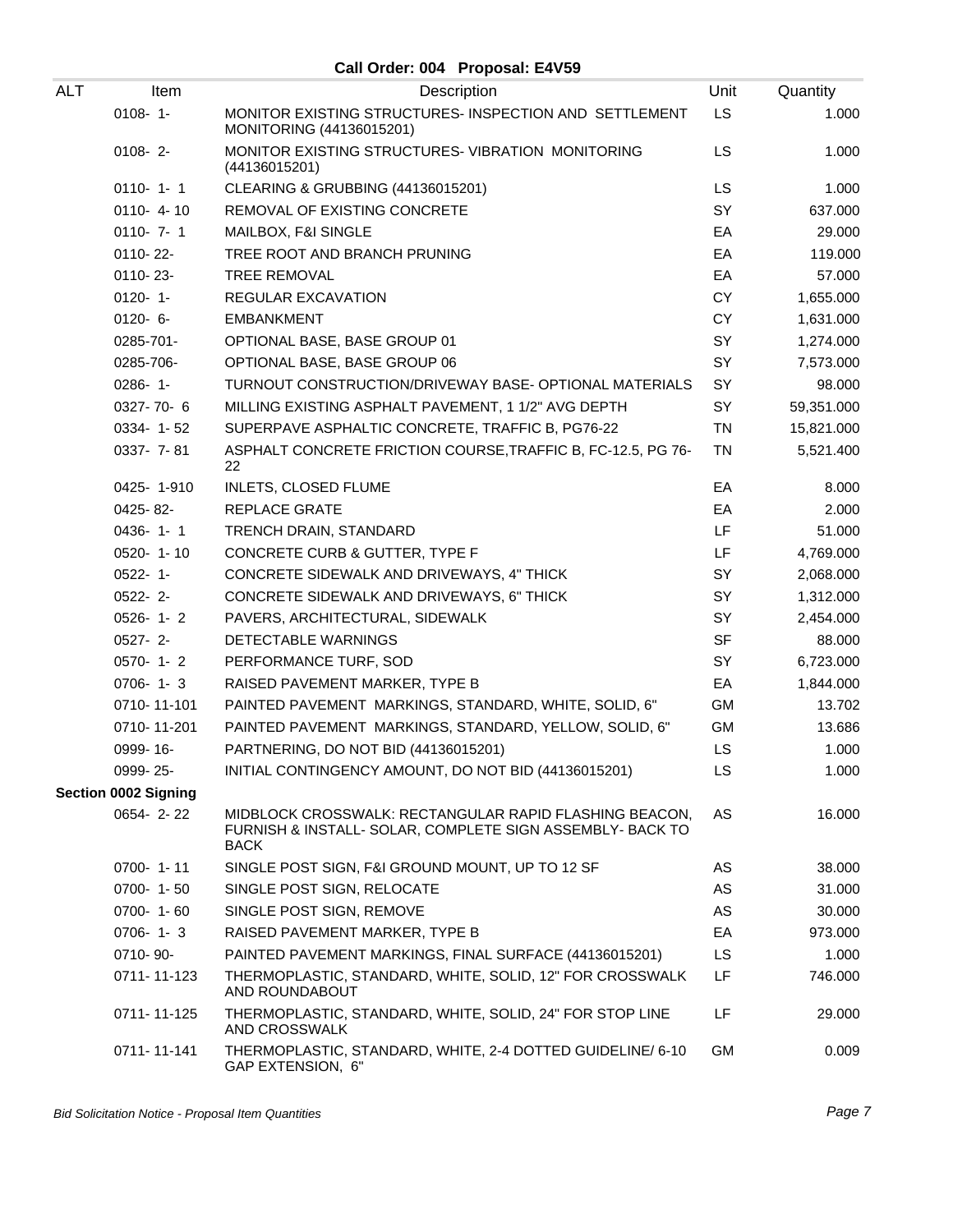## Call Order: 004 Proposal: E4V59

| ALT | Item | Description | Unit | Quantity |
|---|---|---|---|---|
| | 0108- 1- | MONITOR EXISTING STRUCTURES- INSPECTION AND SETTLEMENT MONITORING (44136015201) | LS | 1.000 |
| | 0108- 2- | MONITOR EXISTING STRUCTURES- VIBRATION MONITORING (44136015201) | LS | 1.000 |
| | 0110- 1- 1 | CLEARING & GRUBBING (44136015201) | LS | 1.000 |
| | 0110- 4- 10 | REMOVAL OF EXISTING CONCRETE | SY | 637.000 |
| | 0110- 7- 1 | MAILBOX, F&I SINGLE | EA | 29.000 |
| | 0110- 22- | TREE ROOT AND BRANCH PRUNING | EA | 119.000 |
| | 0110- 23- | TREE REMOVAL | EA | 57.000 |
| | 0120- 1- | REGULAR EXCAVATION | CY | 1,655.000 |
| | 0120- 6- | EMBANKMENT | CY | 1,631.000 |
| | 0285-701- | OPTIONAL BASE, BASE GROUP 01 | SY | 1,274.000 |
| | 0285-706- | OPTIONAL BASE, BASE GROUP 06 | SY | 7,573.000 |
| | 0286- 1- | TURNOUT CONSTRUCTION/DRIVEWAY BASE- OPTIONAL MATERIALS | SY | 98.000 |
| | 0327- 70- 6 | MILLING EXISTING ASPHALT PAVEMENT, 1 1/2" AVG DEPTH | SY | 59,351.000 |
| | 0334- 1- 52 | SUPERPAVE ASPHALTIC CONCRETE, TRAFFIC B, PG76-22 | TN | 15,821.000 |
| | 0337- 7- 81 | ASPHALT CONCRETE FRICTION COURSE,TRAFFIC B, FC-12.5, PG 76-22 | TN | 5,521.400 |
| | 0425- 1-910 | INLETS, CLOSED FLUME | EA | 8.000 |
| | 0425- 82- | REPLACE GRATE | EA | 2.000 |
| | 0436- 1- 1 | TRENCH DRAIN, STANDARD | LF | 51.000 |
| | 0520- 1- 10 | CONCRETE CURB & GUTTER, TYPE F | LF | 4,769.000 |
| | 0522- 1- | CONCRETE SIDEWALK AND DRIVEWAYS, 4" THICK | SY | 2,068.000 |
| | 0522- 2- | CONCRETE SIDEWALK AND DRIVEWAYS, 6" THICK | SY | 1,312.000 |
| | 0526- 1- 2 | PAVERS, ARCHITECTURAL, SIDEWALK | SY | 2,454.000 |
| | 0527- 2- | DETECTABLE WARNINGS | SF | 88.000 |
| | 0570- 1- 2 | PERFORMANCE TURF, SOD | SY | 6,723.000 |
| | 0706- 1- 3 | RAISED PAVEMENT MARKER, TYPE B | EA | 1,844.000 |
| | 0710- 11-101 | PAINTED PAVEMENT MARKINGS, STANDARD, WHITE, SOLID, 6" | GM | 13.702 |
| | 0710- 11-201 | PAINTED PAVEMENT MARKINGS, STANDARD, YELLOW, SOLID, 6" | GM | 13.686 |
| | 0999- 16- | PARTNERING, DO NOT BID (44136015201) | LS | 1.000 |
| | 0999- 25- | INITIAL CONTINGENCY AMOUNT, DO NOT BID (44136015201) | LS | 1.000 |
| **Section 0002 Signing** | | | | |
| | 0654- 2- 22 | MIDBLOCK CROSSWALK: RECTANGULAR RAPID FLASHING BEACON, FURNISH & INSTALL- SOLAR, COMPLETE SIGN ASSEMBLY- BACK TO BACK | AS | 16.000 |
| | 0700- 1- 11 | SINGLE POST SIGN, F&I GROUND MOUNT, UP TO 12 SF | AS | 38.000 |
| | 0700- 1- 50 | SINGLE POST SIGN, RELOCATE | AS | 31.000 |
| | 0700- 1- 60 | SINGLE POST SIGN, REMOVE | AS | 30.000 |
| | 0706- 1- 3 | RAISED PAVEMENT MARKER, TYPE B | EA | 973.000 |
| | 0710- 90- | PAINTED PAVEMENT MARKINGS, FINAL SURFACE (44136015201) | LS | 1.000 |
| | 0711- 11-123 | THERMOPLASTIC, STANDARD, WHITE, SOLID, 12" FOR CROSSWALK AND ROUNDABOUT | LF | 746.000 |
| | 0711- 11-125 | THERMOPLASTIC, STANDARD, WHITE, SOLID, 24" FOR STOP LINE AND CROSSWALK | LF | 29.000 |
| | 0711- 11-141 | THERMOPLASTIC, STANDARD, WHITE, 2-4 DOTTED GUIDELINE/ 6-10 GAP EXTENSION, 6" | GM | 0.009 |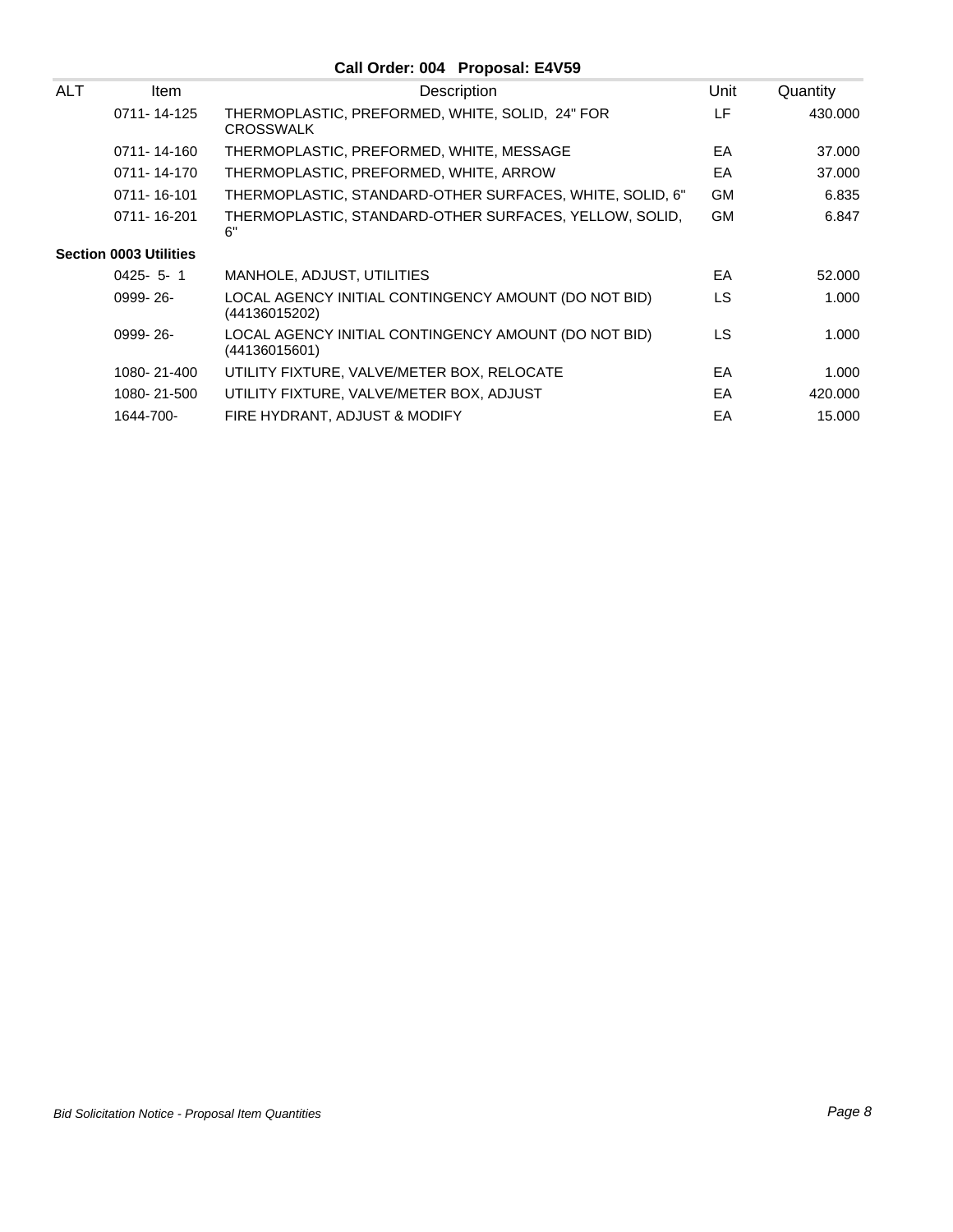**Call Order: 004 Proposal: E4V59**

| ALT | Item | Description | Unit | Quantity |
|---|---|---|---|---|
| | 0711- 14-125 | THERMOPLASTIC, PREFORMED, WHITE, SOLID, 24" FOR CROSSWALK | LF | 430.000 |
| | 0711- 14-160 | THERMOPLASTIC, PREFORMED, WHITE, MESSAGE | EA | 37.000 |
| | 0711- 14-170 | THERMOPLASTIC, PREFORMED, WHITE, ARROW | EA | 37.000 |
| | 0711- 16-101 | THERMOPLASTIC, STANDARD-OTHER SURFACES, WHITE, SOLID, 6" | GM | 6.835 |
| | 0711- 16-201 | THERMOPLASTIC, STANDARD-OTHER SURFACES, YELLOW, SOLID, 6" | GM | 6.847 |
| **Section 0003 Utilities** | | | | |
| | 0425- 5- 1 | MANHOLE, ADJUST, UTILITIES | EA | 52.000 |
| | 0999- 26- | LOCAL AGENCY INITIAL CONTINGENCY AMOUNT (DO NOT BID) (44136015202) | LS | 1.000 |
| | 0999- 26- | LOCAL AGENCY INITIAL CONTINGENCY AMOUNT (DO NOT BID) (44136015601) | LS | 1.000 |
| | 1080- 21-400 | UTILITY FIXTURE, VALVE/METER BOX, RELOCATE | EA | 1.000 |
| | 1080- 21-500 | UTILITY FIXTURE, VALVE/METER BOX, ADJUST | EA | 420.000 |
| | 1644-700- | FIRE HYDRANT, ADJUST & MODIFY | EA | 15.000 |